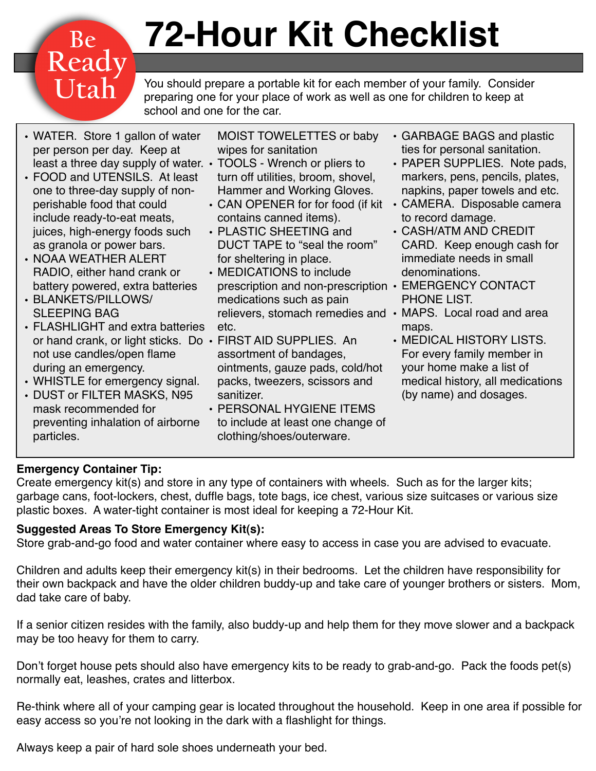Be Ready Utah

# 72-Hour Kit Checklist

You should prepare a portable kit for each member of your family. Consider preparing one for your place of work as well as one for children to keep at school and one for the car.

- WATER. Store 1 gallon of water per person per day. Keep at least a three day supply of water.
- FOOD and UTENSILS. At least one to three-day supply of non-perishable food that could include ready-to-eat meats, juices, high-energy foods such as granola or power bars.
- NOAA WEATHER ALERT RADIO, either hand crank or battery powered, extra batteries
- BLANKETS/PILLOWS/ SLEEPING BAG
- FLASHLIGHT and extra batteries or hand crank, or light sticks. Do not use candles/open flame during an emergency.
- WHISTLE for emergency signal.
- DUST or FILTER MASKS, N95 mask recommended for preventing inhalation of airborne particles.
- MOIST TOWELETTES or baby wipes for sanitation
- TOOLS - Wrench or pliers to turn off utilities, broom, shovel, Hammer and Working Gloves.
- CAN OPENER for for food (if kit contains canned items).
- PLASTIC SHEETING and DUCT TAPE to "seal the room" for sheltering in place.
- MEDICATIONS to include prescription and non-prescription medications such as pain relievers, stomach remedies and etc.
- FIRST AID SUPPLIES. An assortment of bandages, ointments, gauze pads, cold/hot packs, tweezers, scissors and sanitizer.
- PERSONAL HYGIENE ITEMS to include at least one change of clothing/shoes/outerware.
- GARBAGE BAGS and plastic ties for personal sanitation.
- PAPER SUPPLIES. Note pads, markers, pens, pencils, plates, napkins, paper towels and etc.
- CAMERA. Disposable camera to record damage.
- CASH/ATM AND CREDIT CARD. Keep enough cash for immediate needs in small denominations.
- EMERGENCY CONTACT PHONE LIST.
- MAPS. Local road and area maps.
- MEDICAL HISTORY LISTS. For every family member in your home make a list of medical history, all medications (by name) and dosages.

**Emergency Container Tip:**
Create emergency kit(s) and store in any type of containers with wheels. Such as for the larger kits; garbage cans, foot-lockers, chest, duffle bags, tote bags, ice chest, various size suitcases or various size plastic boxes. A water-tight container is most ideal for keeping a 72-Hour Kit.

**Suggested Areas To Store Emergency Kit(s):**
Store grab-and-go food and water container where easy to access in case you are advised to evacuate.

Children and adults keep their emergency kit(s) in their bedrooms. Let the children have responsibility for their own backpack and have the older children buddy-up and take care of younger brothers or sisters. Mom, dad take care of baby.

If a senior citizen resides with the family, also buddy-up and help them for they move slower and a backpack may be too heavy for them to carry.

Don't forget house pets should also have emergency kits to be ready to grab-and-go. Pack the foods pet(s) normally eat, leashes, crates and litterbox.

Re-think where all of your camping gear is located throughout the household. Keep in one area if possible for easy access so you're not looking in the dark with a flashlight for things.

Always keep a pair of hard sole shoes underneath your bed.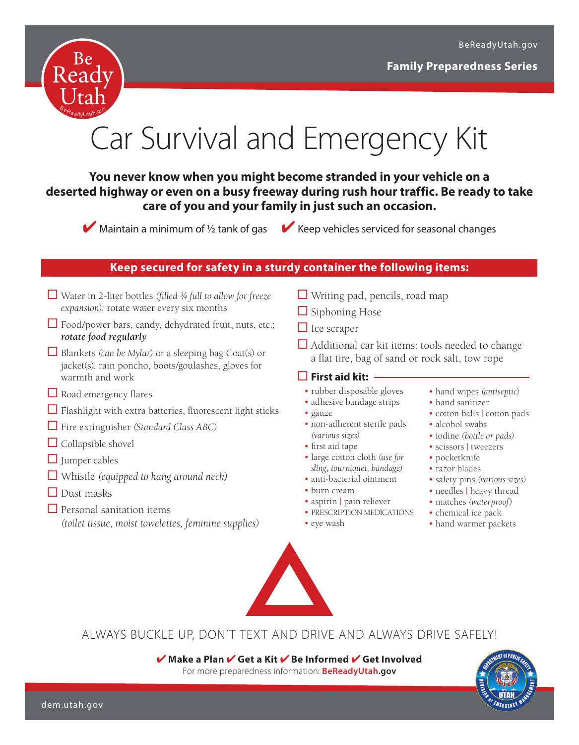Family Preparedness Series

# Car Survival and Emergency Kit

**You never know when you might become stranded in your vehicle on a deserted highway or even on a busy freeway during rush hour traffic. Be ready to take care of you and your family in just such an occasion.**

✔ Maintain a minimum of ½ tank of gas ✔ Keep vehicles serviced for seasonal changes

## Keep secured for safety in a sturdy container the following items:

- ☐ Water in 2-liter bottles *(filled ¾ full to allow for freeze expansion);* rotate water every six months
- ☐ Food/power bars, candy, dehydrated fruit, nuts, etc.; ***rotate food regularly***
- ☐ Blankets *(can be Mylar)* or a sleeping bag Coat(s) or jacket(s), rain poncho, boots/goulashes, gloves for warmth and work
- ☐ Road emergency flares
- ☐ Flashlight with extra batteries, fluorescent light sticks
- ☐ Fire extinguisher *(Standard Class ABC)*
- ☐ Collapsible shovel
- ☐ Jumper cables
- ☐ Whistle *(equipped to hang around neck)*
- ☐ Dust masks
- ☐ Personal sanitation items *(toilet tissue, moist towelettes, feminine supplies)*
- ☐ Writing pad, pencils, road map
- ☐ Siphoning Hose
- ☐ Ice scraper
- ☐ Additional car kit items: tools needed to change a flat tire, bag of sand or rock salt, tow rope

### ☐ First aid kit:

- rubber disposable gloves
- adhesive bandage strips
- gauze
- non-adherent sterile pads *(various sizes)*
- first aid tape
- large cotton cloth *(use for sling, tourniquet, bandage)*
- anti-bacterial ointment
- burn cream
- aspirin | pain reliever
- PRESCRIPTION MEDICATIONS
- eye wash
- hand wipes *(antiseptic)*
- hand sanitizer
- cotton balls | cotton pads
- alcohol swabs
- iodine *(bottle or pads)*
- scissors | tweezers
- pocketknife
- razor blades
- safety pins *(various sizes)*
- needles | heavy thread
- matches *(waterproof)*
- chemical ice pack
- hand warmer packets

ALWAYS BUCKLE UP, DON'T TEXT AND DRIVE AND ALWAYS DRIVE SAFELY!

**✔ Make a Plan ✔ Get a Kit ✔ Be Informed ✔ Get Involved**

For more preparedness information: **BeReadyUtah.gov**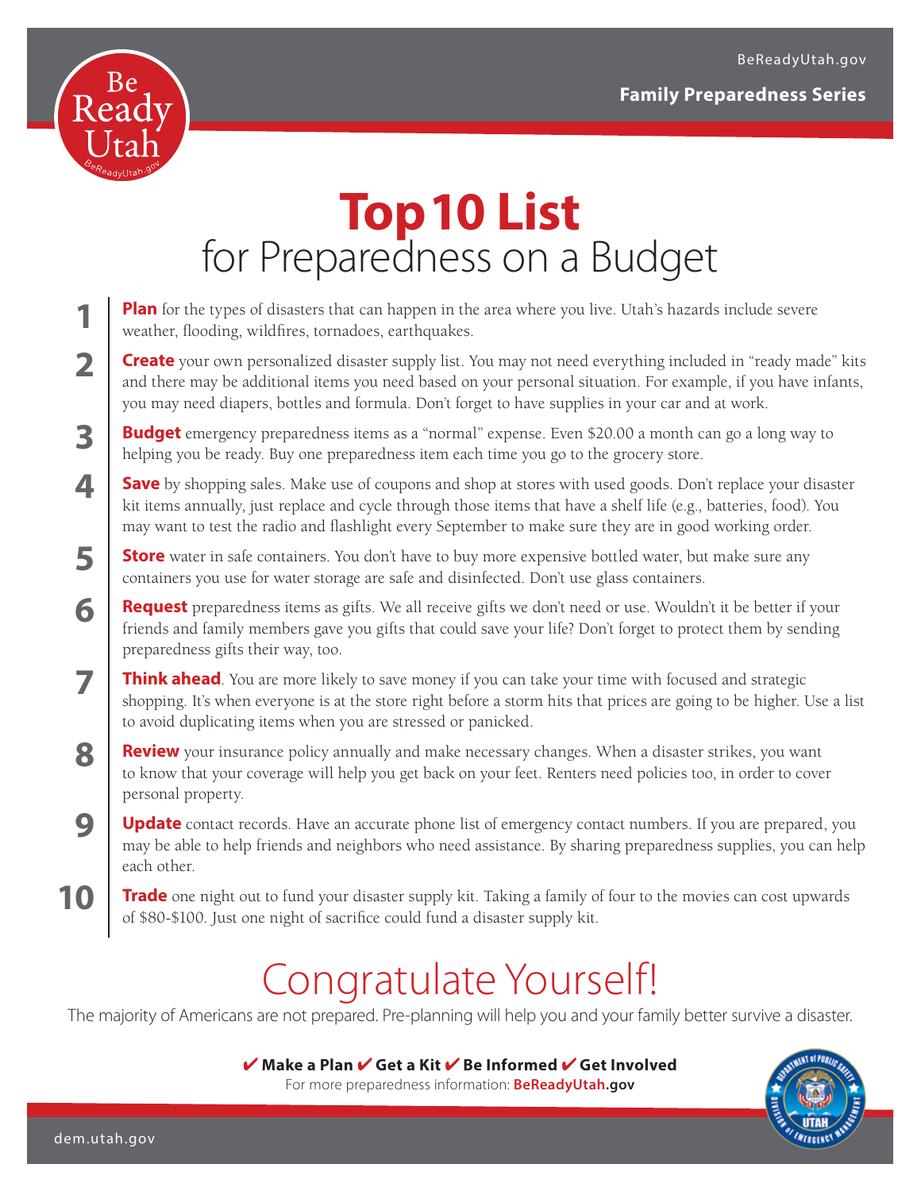# Top 10 List
## for Preparedness on a Budget

1. **Plan** for the types of disasters that can happen in the area where you live. Utah's hazards include severe weather, flooding, wildfires, tornadoes, earthquakes.

2. **Create** your own personalized disaster supply list. You may not need everything included in "ready made" kits and there may be additional items you need based on your personal situation. For example, if you have infants, you may need diapers, bottles and formula. Don't forget to have supplies in your car and at work.

3. **Budget** emergency preparedness items as a "normal" expense. Even $20.00 a month can go a long way to helping you be ready. Buy one preparedness item each time you go to the grocery store.

4. **Save** by shopping sales. Make use of coupons and shop at stores with used goods. Don't replace your disaster kit items annually, just replace and cycle through those items that have a shelf life (e.g., batteries, food). You may want to test the radio and flashlight every September to make sure they are in good working order.

5. **Store** water in safe containers. You don't have to buy more expensive bottled water, but make sure any containers you use for water storage are safe and disinfected. Don't use glass containers.

6. **Request** preparedness items as gifts. We all receive gifts we don't need or use. Wouldn't it be better if your friends and family members gave you gifts that could save your life? Don't forget to protect them by sending preparedness gifts their way, too.

7. **Think ahead**. You are more likely to save money if you can take your time with focused and strategic shopping. It's when everyone is at the store right before a storm hits that prices are going to be higher. Use a list to avoid duplicating items when you are stressed or panicked.

8. **Review** your insurance policy annually and make necessary changes. When a disaster strikes, you want to know that your coverage will help you get back on your feet. Renters need policies too, in order to cover personal property.

9. **Update** contact records. Have an accurate phone list of emergency contact numbers. If you are prepared, you may be able to help friends and neighbors who need assistance. By sharing preparedness supplies, you can help each other.

10. **Trade** one night out to fund your disaster supply kit. Taking a family of four to the movies can cost upwards of $80-$100. Just one night of sacrifice could fund a disaster supply kit.

## Congratulate Yourself!

The majority of Americans are not prepared. Pre-planning will help you and your family better survive a disaster.

✔ **Make a Plan** ✔ **Get a Kit** ✔ **Be Informed** ✔ **Get Involved**

For more preparedness information: **BeReadyUtah.gov**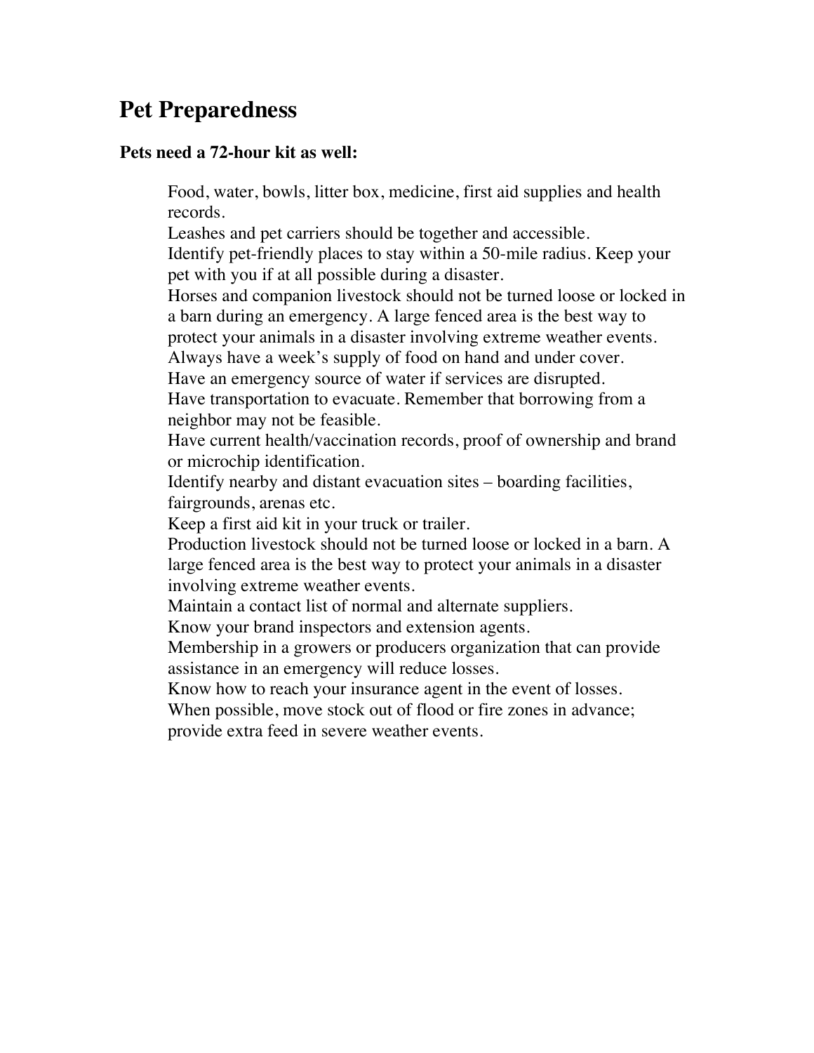## Pet Preparedness

**Pets need a 72-hour kit as well:**

Food, water, bowls, litter box, medicine, first aid supplies and health records.

Leashes and pet carriers should be together and accessible.

Identify pet-friendly places to stay within a 50-mile radius. Keep your pet with you if at all possible during a disaster.

Horses and companion livestock should not be turned loose or locked in a barn during an emergency. A large fenced area is the best way to protect your animals in a disaster involving extreme weather events.

Always have a week's supply of food on hand and under cover.

Have an emergency source of water if services are disrupted.

Have transportation to evacuate. Remember that borrowing from a neighbor may not be feasible.

Have current health/vaccination records, proof of ownership and brand or microchip identification.

Identify nearby and distant evacuation sites – boarding facilities, fairgrounds, arenas etc.

Keep a first aid kit in your truck or trailer.

Production livestock should not be turned loose or locked in a barn. A large fenced area is the best way to protect your animals in a disaster involving extreme weather events.

Maintain a contact list of normal and alternate suppliers.

Know your brand inspectors and extension agents.

Membership in a growers or producers organization that can provide assistance in an emergency will reduce losses.

Know how to reach your insurance agent in the event of losses.

When possible, move stock out of flood or fire zones in advance; provide extra feed in severe weather events.